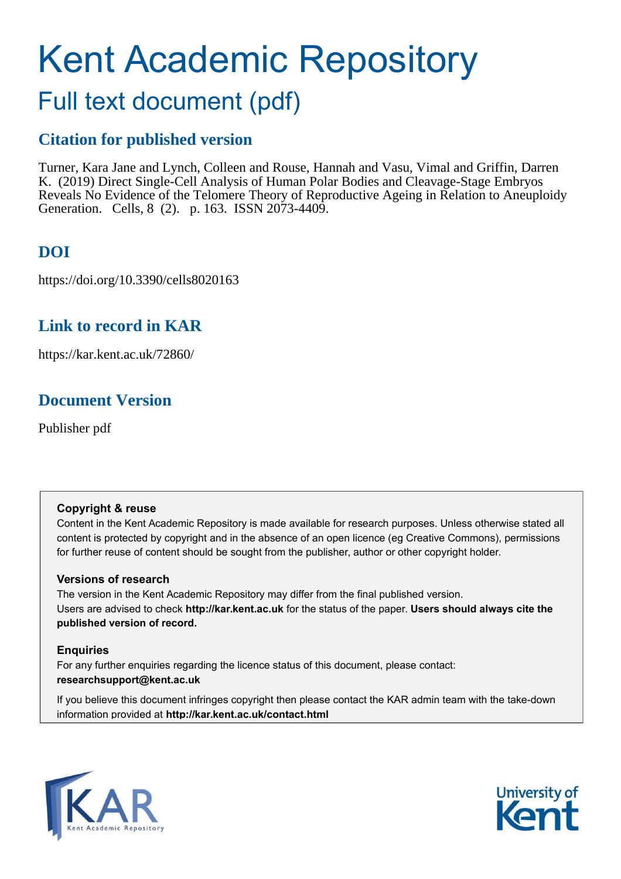# Kent Academic Repository

## Full text document (pdf)

### Citation for published version

Turner, Kara Jane and Lynch, Colleen and Rouse, Hannah and Vasu, Vimal and Griffin, Darren K. (2019) Direct Single-Cell Analysis of Human Polar Bodies and Cleavage-Stage Embryos Reveals No Evidence of the Telomere Theory of Reproductive Ageing in Relation to Aneuploidy Generation. Cells, 8 (2). p. 163. ISSN 2073-4409.

### DOI

https://doi.org/10.3390/cells8020163

### Link to record in KAR

https://kar.kent.ac.uk/72860/

### Document Version

Publisher pdf

**Copyright & reuse**

Content in the Kent Academic Repository is made available for research purposes. Unless otherwise stated all content is protected by copyright and in the absence of an open licence (eg Creative Commons), permissions for further reuse of content should be sought from the publisher, author or other copyright holder.

**Versions of research**

The version in the Kent Academic Repository may differ from the final published version. Users are advised to check **http://kar.kent.ac.uk** for the status of the paper. **Users should always cite the published version of record.**

**Enquiries**

For any further enquiries regarding the licence status of this document, please contact: **researchsupport@kent.ac.uk**

If you believe this document infringes copyright then please contact the KAR admin team with the take-down information provided at **http://kar.kent.ac.uk/contact.html**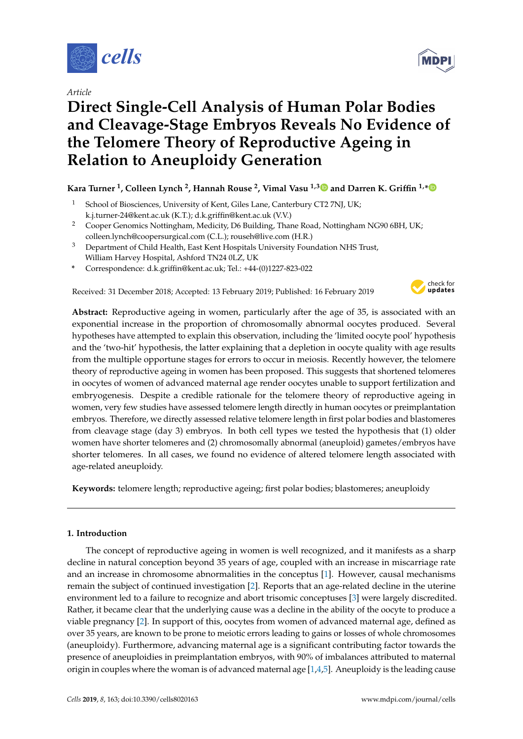Article

# Direct Single-Cell Analysis of Human Polar Bodies and Cleavage-Stage Embryos Reveals No Evidence of the Telomere Theory of Reproductive Ageing in Relation to Aneuploidy Generation

**Kara Turner [1], Colleen Lynch [2], Hannah Rouse [2], Vimal Vasu [1,3] and Darren K. Griffin [1,*]**

[1] School of Biosciences, University of Kent, Giles Lane, Canterbury CT2 7NJ, UK; k.j.turner-24@kent.ac.uk (K.T.); d.k.griffin@kent.ac.uk (V.V.)

[2] Cooper Genomics Nottingham, Medicity, D6 Building, Thane Road, Nottingham NG90 6BH, UK; colleen.lynch@coopersurgical.com (C.L.); rouseh@live.com (H.R.)

[3] Department of Child Health, East Kent Hospitals University Foundation NHS Trust, William Harvey Hospital, Ashford TN24 0LZ, UK

\* Correspondence: d.k.griffin@kent.ac.uk; Tel.: +44-(0)1227-823-022

Received: 31 December 2018; Accepted: 13 February 2019; Published: 16 February 2019

**Abstract:** Reproductive ageing in women, particularly after the age of 35, is associated with an exponential increase in the proportion of chromosomally abnormal oocytes produced. Several hypotheses have attempted to explain this observation, including the 'limited oocyte pool' hypothesis and the 'two-hit' hypothesis, the latter explaining that a depletion in oocyte quality with age results from the multiple opportune stages for errors to occur in meiosis. Recently however, the telomere theory of reproductive ageing in women has been proposed. This suggests that shortened telomeres in oocytes of women of advanced maternal age render oocytes unable to support fertilization and embryogenesis. Despite a credible rationale for the telomere theory of reproductive ageing in women, very few studies have assessed telomere length directly in human oocytes or preimplantation embryos. Therefore, we directly assessed relative telomere length in first polar bodies and blastomeres from cleavage stage (day 3) embryos. In both cell types we tested the hypothesis that (1) older women have shorter telomeres and (2) chromosomally abnormal (aneuploid) gametes/embryos have shorter telomeres. In all cases, we found no evidence of altered telomere length associated with age-related aneuploidy.

**Keywords:** telomere length; reproductive ageing; first polar bodies; blastomeres; aneuploidy

## 1. Introduction

The concept of reproductive ageing in women is well recognized, and it manifests as a sharp decline in natural conception beyond 35 years of age, coupled with an increase in miscarriage rate and an increase in chromosome abnormalities in the conceptus [1]. However, causal mechanisms remain the subject of continued investigation [2]. Reports that an age-related decline in the uterine environment led to a failure to recognize and abort trisomic conceptuses [3] were largely discredited. Rather, it became clear that the underlying cause was a decline in the ability of the oocyte to produce a viable pregnancy [2]. In support of this, oocytes from women of advanced maternal age, defined as over 35 years, are known to be prone to meiotic errors leading to gains or losses of whole chromosomes (aneuploidy). Furthermore, advancing maternal age is a significant contributing factor towards the presence of aneuploidies in preimplantation embryos, with 90% of imbalances attributed to maternal origin in couples where the woman is of advanced maternal age [1,4,5]. Aneuploidy is the leading cause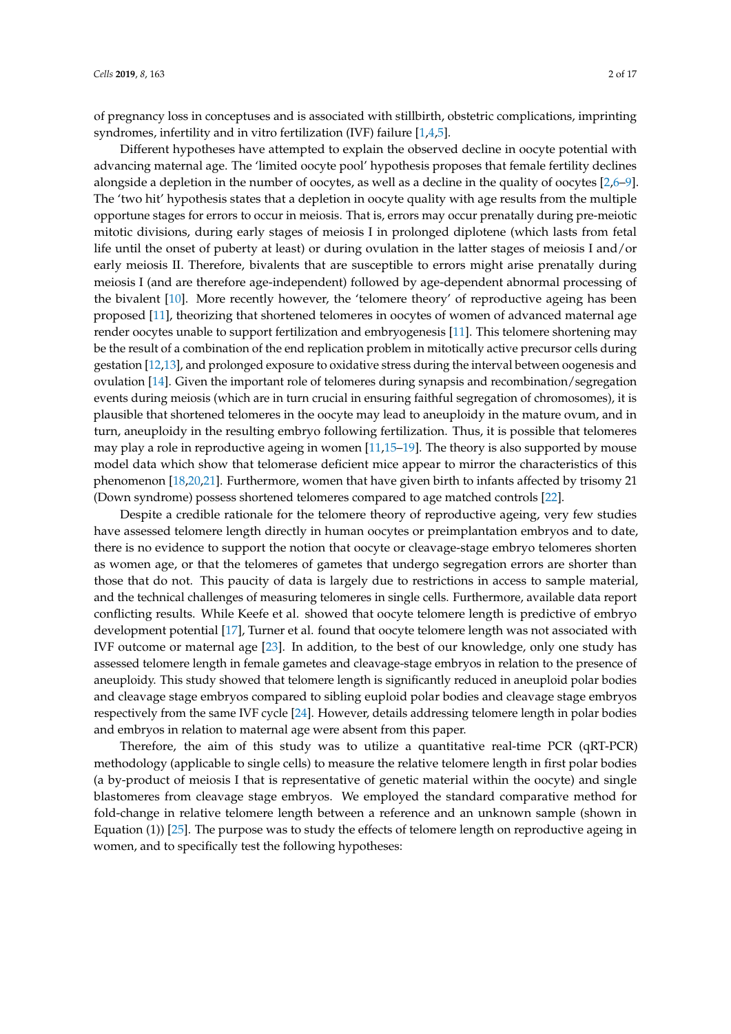of pregnancy loss in conceptuses and is associated with stillbirth, obstetric complications, imprinting syndromes, infertility and in vitro fertilization (IVF) failure [1,4,5].

Different hypotheses have attempted to explain the observed decline in oocyte potential with advancing maternal age. The 'limited oocyte pool' hypothesis proposes that female fertility declines alongside a depletion in the number of oocytes, as well as a decline in the quality of oocytes [2,6–9]. The 'two hit' hypothesis states that a depletion in oocyte quality with age results from the multiple opportune stages for errors to occur in meiosis. That is, errors may occur prenatally during pre-meiotic mitotic divisions, during early stages of meiosis I in prolonged diplotene (which lasts from fetal life until the onset of puberty at least) or during ovulation in the latter stages of meiosis I and/or early meiosis II. Therefore, bivalents that are susceptible to errors might arise prenatally during meiosis I (and are therefore age-independent) followed by age-dependent abnormal processing of the bivalent [10]. More recently however, the 'telomere theory' of reproductive ageing has been proposed [11], theorizing that shortened telomeres in oocytes of women of advanced maternal age render oocytes unable to support fertilization and embryogenesis [11]. This telomere shortening may be the result of a combination of the end replication problem in mitotically active precursor cells during gestation [12,13], and prolonged exposure to oxidative stress during the interval between oogenesis and ovulation [14]. Given the important role of telomeres during synapsis and recombination/segregation events during meiosis (which are in turn crucial in ensuring faithful segregation of chromosomes), it is plausible that shortened telomeres in the oocyte may lead to aneuploidy in the mature ovum, and in turn, aneuploidy in the resulting embryo following fertilization. Thus, it is possible that telomeres may play a role in reproductive ageing in women [11,15–19]. The theory is also supported by mouse model data which show that telomerase deficient mice appear to mirror the characteristics of this phenomenon [18,20,21]. Furthermore, women that have given birth to infants affected by trisomy 21 (Down syndrome) possess shortened telomeres compared to age matched controls [22].

Despite a credible rationale for the telomere theory of reproductive ageing, very few studies have assessed telomere length directly in human oocytes or preimplantation embryos and to date, there is no evidence to support the notion that oocyte or cleavage-stage embryo telomeres shorten as women age, or that the telomeres of gametes that undergo segregation errors are shorter than those that do not. This paucity of data is largely due to restrictions in access to sample material, and the technical challenges of measuring telomeres in single cells. Furthermore, available data report conflicting results. While Keefe et al. showed that oocyte telomere length is predictive of embryo development potential [17], Turner et al. found that oocyte telomere length was not associated with IVF outcome or maternal age [23]. In addition, to the best of our knowledge, only one study has assessed telomere length in female gametes and cleavage-stage embryos in relation to the presence of aneuploidy. This study showed that telomere length is significantly reduced in aneuploid polar bodies and cleavage stage embryos compared to sibling euploid polar bodies and cleavage stage embryos respectively from the same IVF cycle [24]. However, details addressing telomere length in polar bodies and embryos in relation to maternal age were absent from this paper.

Therefore, the aim of this study was to utilize a quantitative real-time PCR (qRT-PCR) methodology (applicable to single cells) to measure the relative telomere length in first polar bodies (a by-product of meiosis I that is representative of genetic material within the oocyte) and single blastomeres from cleavage stage embryos. We employed the standard comparative method for fold-change in relative telomere length between a reference and an unknown sample (shown in Equation (1)) [25]. The purpose was to study the effects of telomere length on reproductive ageing in women, and to specifically test the following hypotheses: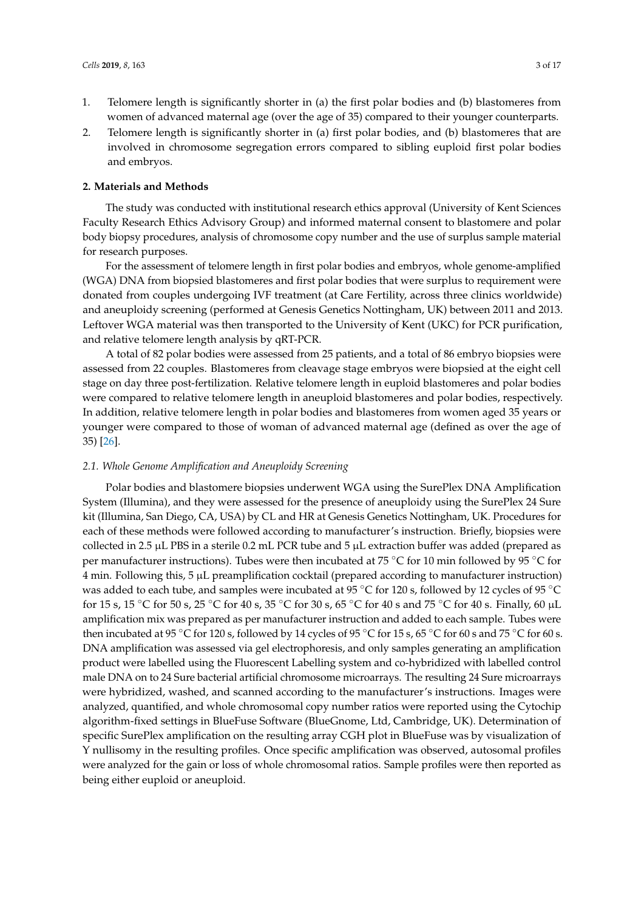1. Telomere length is significantly shorter in (a) the first polar bodies and (b) blastomeres from women of advanced maternal age (over the age of 35) compared to their younger counterparts.
2. Telomere length is significantly shorter in (a) first polar bodies, and (b) blastomeres that are involved in chromosome segregation errors compared to sibling euploid first polar bodies and embryos.

## 2. Materials and Methods

The study was conducted with institutional research ethics approval (University of Kent Sciences Faculty Research Ethics Advisory Group) and informed maternal consent to blastomere and polar body biopsy procedures, analysis of chromosome copy number and the use of surplus sample material for research purposes.

For the assessment of telomere length in first polar bodies and embryos, whole genome-amplified (WGA) DNA from biopsied blastomeres and first polar bodies that were surplus to requirement were donated from couples undergoing IVF treatment (at Care Fertility, across three clinics worldwide) and aneuploidy screening (performed at Genesis Genetics Nottingham, UK) between 2011 and 2013. Leftover WGA material was then transported to the University of Kent (UKC) for PCR purification, and relative telomere length analysis by qRT-PCR.

A total of 82 polar bodies were assessed from 25 patients, and a total of 86 embryo biopsies were assessed from 22 couples. Blastomeres from cleavage stage embryos were biopsied at the eight cell stage on day three post-fertilization. Relative telomere length in euploid blastomeres and polar bodies were compared to relative telomere length in aneuploid blastomeres and polar bodies, respectively. In addition, relative telomere length in polar bodies and blastomeres from women aged 35 years or younger were compared to those of woman of advanced maternal age (defined as over the age of 35) [26].

### *2.1. Whole Genome Amplification and Aneuploidy Screening*

Polar bodies and blastomere biopsies underwent WGA using the SurePlex DNA Amplification System (Illumina), and they were assessed for the presence of aneuploidy using the SurePlex 24 Sure kit (Illumina, San Diego, CA, USA) by CL and HR at Genesis Genetics Nottingham, UK. Procedures for each of these methods were followed according to manufacturer's instruction. Briefly, biopsies were collected in 2.5 µL PBS in a sterile 0.2 mL PCR tube and 5 µL extraction buffer was added (prepared as per manufacturer instructions). Tubes were then incubated at 75 °C for 10 min followed by 95 °C for 4 min. Following this, 5 µL preamplification cocktail (prepared according to manufacturer instruction) was added to each tube, and samples were incubated at 95 °C for 120 s, followed by 12 cycles of 95 °C for 15 s, 15 °C for 50 s, 25 °C for 40 s, 35 °C for 30 s, 65 °C for 40 s and 75 °C for 40 s. Finally, 60 µL amplification mix was prepared as per manufacturer instruction and added to each sample. Tubes were then incubated at 95 °C for 120 s, followed by 14 cycles of 95 °C for 15 s, 65 °C for 60 s and 75 °C for 60 s. DNA amplification was assessed via gel electrophoresis, and only samples generating an amplification product were labelled using the Fluorescent Labelling system and co-hybridized with labelled control male DNA on to 24 Sure bacterial artificial chromosome microarrays. The resulting 24 Sure microarrays were hybridized, washed, and scanned according to the manufacturer's instructions. Images were analyzed, quantified, and whole chromosomal copy number ratios were reported using the Cytochip algorithm-fixed settings in BlueFuse Software (BlueGnome, Ltd, Cambridge, UK). Determination of specific SurePlex amplification on the resulting array CGH plot in BlueFuse was by visualization of Y nullisomy in the resulting profiles. Once specific amplification was observed, autosomal profiles were analyzed for the gain or loss of whole chromosomal ratios. Sample profiles were then reported as being either euploid or aneuploid.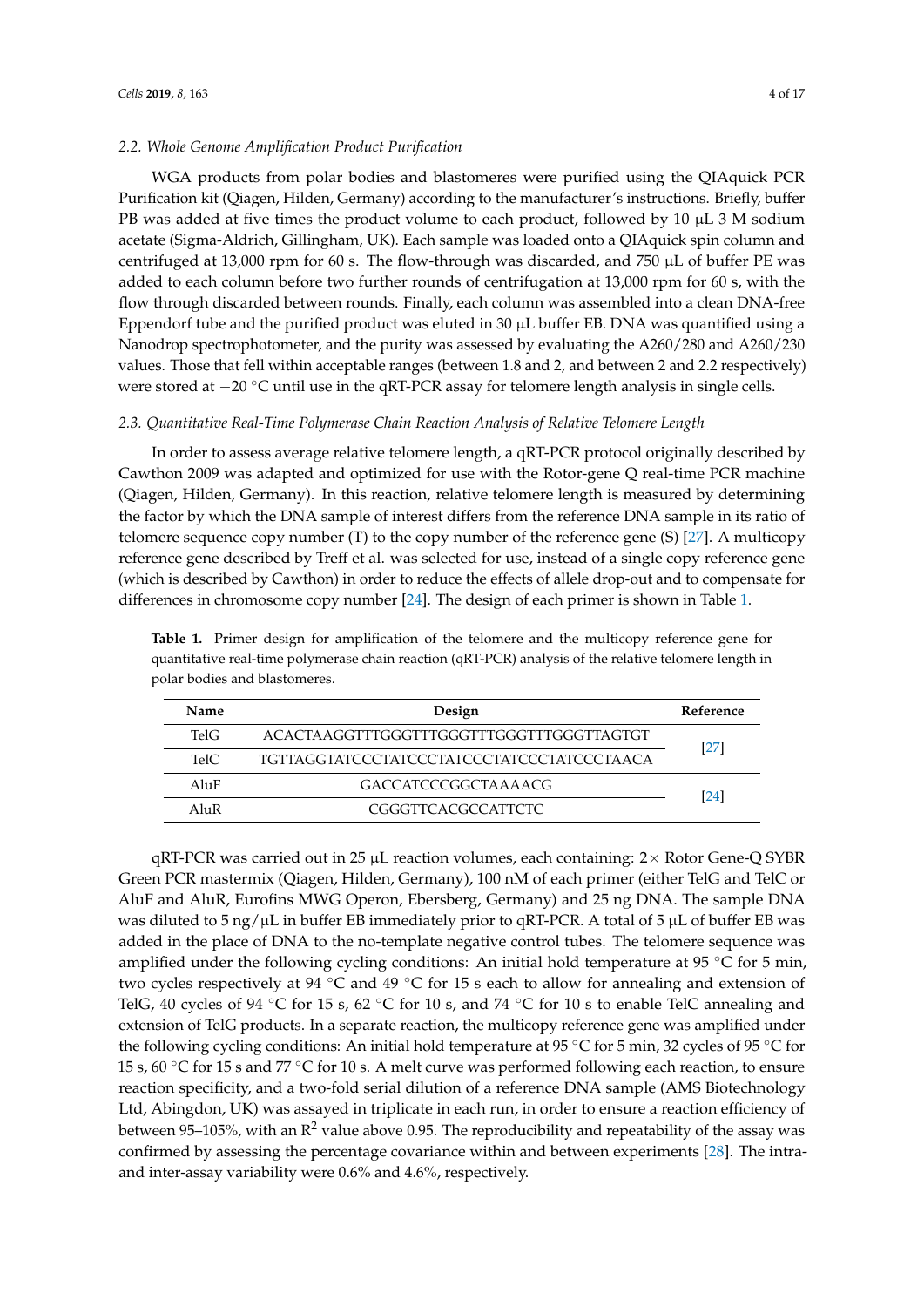### 2.2. Whole Genome Amplification Product Purification

WGA products from polar bodies and blastomeres were purified using the QIAquick PCR Purification kit (Qiagen, Hilden, Germany) according to the manufacturer's instructions. Briefly, buffer PB was added at five times the product volume to each product, followed by 10 µL 3 M sodium acetate (Sigma-Aldrich, Gillingham, UK). Each sample was loaded onto a QIAquick spin column and centrifuged at 13,000 rpm for 60 s. The flow-through was discarded, and 750 µL of buffer PE was added to each column before two further rounds of centrifugation at 13,000 rpm for 60 s, with the flow through discarded between rounds. Finally, each column was assembled into a clean DNA-free Eppendorf tube and the purified product was eluted in 30 µL buffer EB. DNA was quantified using a Nanodrop spectrophotometer, and the purity was assessed by evaluating the A260/280 and A260/230 values. Those that fell within acceptable ranges (between 1.8 and 2, and between 2 and 2.2 respectively) were stored at −20 °C until use in the qRT-PCR assay for telomere length analysis in single cells.

### 2.3. Quantitative Real-Time Polymerase Chain Reaction Analysis of Relative Telomere Length

In order to assess average relative telomere length, a qRT-PCR protocol originally described by Cawthon 2009 was adapted and optimized for use with the Rotor-gene Q real-time PCR machine (Qiagen, Hilden, Germany). In this reaction, relative telomere length is measured by determining the factor by which the DNA sample of interest differs from the reference DNA sample in its ratio of telomere sequence copy number (T) to the copy number of the reference gene (S) [27]. A multicopy reference gene described by Treff et al. was selected for use, instead of a single copy reference gene (which is described by Cawthon) in order to reduce the effects of allele drop-out and to compensate for differences in chromosome copy number [24]. The design of each primer is shown in Table 1.

**Table 1.** Primer design for amplification of the telomere and the multicopy reference gene for quantitative real-time polymerase chain reaction (qRT-PCR) analysis of the relative telomere length in polar bodies and blastomeres.

| Name | Design | Reference |
|---|---|---|
| TelG | ACACTAAGGTTTGGGTTTGGGTTTGGGTTTGGGTTAGTGT | [27] |
| TelC | TGTTAGGTATCCCTATCCCTATCCCTATCCCTATCCCTAACA | |
| AluF | GACCATCCCGGCTAAAACG | [24] |
| AluR | CGGGTTCACGCCATTCTC | |

qRT-PCR was carried out in 25 µL reaction volumes, each containing: 2× Rotor Gene-Q SYBR Green PCR mastermix (Qiagen, Hilden, Germany), 100 nM of each primer (either TelG and TelC or AluF and AluR, Eurofins MWG Operon, Ebersberg, Germany) and 25 ng DNA. The sample DNA was diluted to 5 ng/µL in buffer EB immediately prior to qRT-PCR. A total of 5 µL of buffer EB was added in the place of DNA to the no-template negative control tubes. The telomere sequence was amplified under the following cycling conditions: An initial hold temperature at 95 °C for 5 min, two cycles respectively at 94 °C and 49 °C for 15 s each to allow for annealing and extension of TelG, 40 cycles of 94 °C for 15 s, 62 °C for 10 s, and 74 °C for 10 s to enable TelC annealing and extension of TelG products. In a separate reaction, the multicopy reference gene was amplified under the following cycling conditions: An initial hold temperature at 95 °C for 5 min, 32 cycles of 95 °C for 15 s, 60 °C for 15 s and 77 °C for 10 s. A melt curve was performed following each reaction, to ensure reaction specificity, and a two-fold serial dilution of a reference DNA sample (AMS Biotechnology Ltd, Abingdon, UK) was assayed in triplicate in each run, in order to ensure a reaction efficiency of between 95–105%, with an $R^2$ value above 0.95. The reproducibility and repeatability of the assay was confirmed by assessing the percentage covariance within and between experiments [28]. The intra- and inter-assay variability were 0.6% and 4.6%, respectively.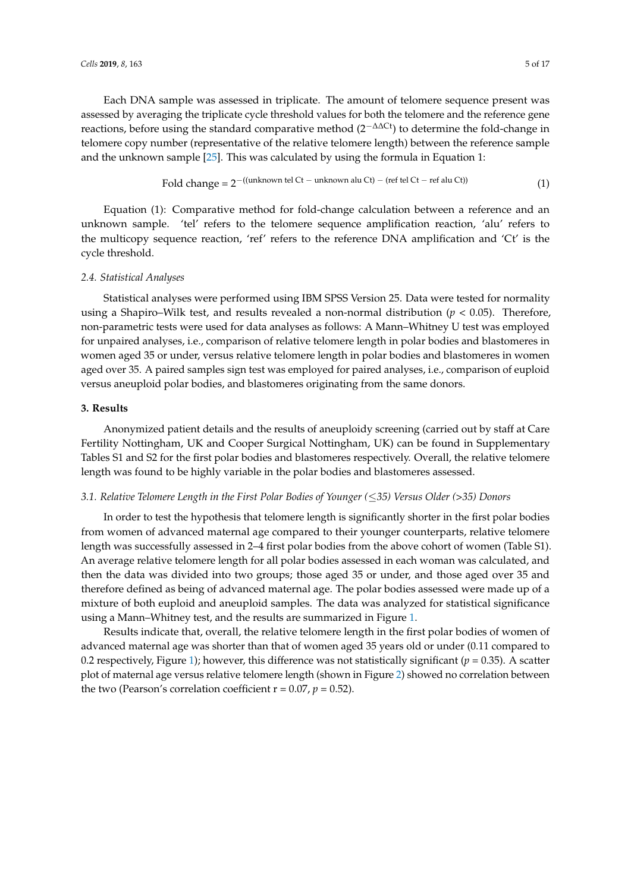Each DNA sample was assessed in triplicate. The amount of telomere sequence present was assessed by averaging the triplicate cycle threshold values for both the telomere and the reference gene reactions, before using the standard comparative method ($2^{-\Delta\Delta Ct}$) to determine the fold-change in telomere copy number (representative of the relative telomere length) between the reference sample and the unknown sample [25]. This was calculated by using the formula in Equation 1:

$$\text{Fold change} = 2^{-((\text{unknown tel Ct} - \text{unknown alu Ct}) - (\text{ref tel Ct} - \text{ref alu Ct}))} \quad (1)$$

Equation (1): Comparative method for fold-change calculation between a reference and an unknown sample. 'tel' refers to the telomere sequence amplification reaction, 'alu' refers to the multicopy sequence reaction, 'ref' refers to the reference DNA amplification and 'Ct' is the cycle threshold.

### 2.4. Statistical Analyses

Statistical analyses were performed using IBM SPSS Version 25. Data were tested for normality using a Shapiro–Wilk test, and results revealed a non-normal distribution ($p < 0.05$). Therefore, non-parametric tests were used for data analyses as follows: A Mann–Whitney U test was employed for unpaired analyses, i.e., comparison of relative telomere length in polar bodies and blastomeres in women aged 35 or under, versus relative telomere length in polar bodies and blastomeres in women aged over 35. A paired samples sign test was employed for paired analyses, i.e., comparison of euploid versus aneuploid polar bodies, and blastomeres originating from the same donors.

## 3. Results

Anonymized patient details and the results of aneuploidy screening (carried out by staff at Care Fertility Nottingham, UK and Cooper Surgical Nottingham, UK) can be found in Supplementary Tables S1 and S2 for the first polar bodies and blastomeres respectively. Overall, the relative telomere length was found to be highly variable in the polar bodies and blastomeres assessed.

### 3.1. Relative Telomere Length in the First Polar Bodies of Younger (≤35) Versus Older (>35) Donors

In order to test the hypothesis that telomere length is significantly shorter in the first polar bodies from women of advanced maternal age compared to their younger counterparts, relative telomere length was successfully assessed in 2–4 first polar bodies from the above cohort of women (Table S1). An average relative telomere length for all polar bodies assessed in each woman was calculated, and then the data was divided into two groups; those aged 35 or under, and those aged over 35 and therefore defined as being of advanced maternal age. The polar bodies assessed were made up of a mixture of both euploid and aneuploid samples. The data was analyzed for statistical significance using a Mann–Whitney test, and the results are summarized in Figure 1.

Results indicate that, overall, the relative telomere length in the first polar bodies of women of advanced maternal age was shorter than that of women aged 35 years old or under (0.11 compared to 0.2 respectively, Figure 1); however, this difference was not statistically significant ($p = 0.35$). A scatter plot of maternal age versus relative telomere length (shown in Figure 2) showed no correlation between the two (Pearson's correlation coefficient $r = 0.07$, $p = 0.52$).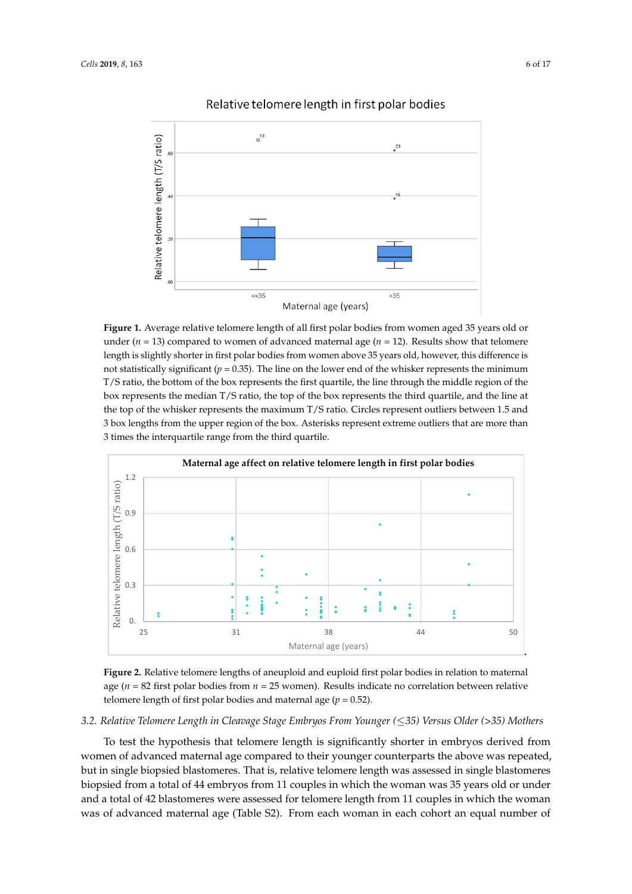**Figure 1.** Average relative telomere length of all first polar bodies from women aged 35 years old or under ($n = 13$) compared to women of advanced maternal age ($n = 12$). Results show that telomere length is slightly shorter in first polar bodies from women above 35 years old, however, this difference is not statistically significant ($p = 0.35$). The line on the lower end of the whisker represents the minimum T/S ratio, the bottom of the box represents the first quartile, the line through the middle region of the box represents the median T/S ratio, the top of the box represents the third quartile, and the line at the top of the whisker represents the maximum T/S ratio. Circles represent outliers between 1.5 and 3 box lengths from the upper region of the box. Asterisks represent extreme outliers that are more than 3 times the interquartile range from the third quartile.

**Figure 2.** Relative telomere lengths of aneuploid and euploid first polar bodies in relation to maternal age ($n = 82$ first polar bodies from $n = 25$ women). Results indicate no correlation between relative telomere length of first polar bodies and maternal age ($p = 0.52$).

### *3.2. Relative Telomere Length in Cleavage Stage Embryos From Younger (≤35) Versus Older (>35) Mothers*

To test the hypothesis that telomere length is significantly shorter in embryos derived from women of advanced maternal age compared to their younger counterparts the above was repeated, but in single biopsied blastomeres. That is, relative telomere length was assessed in single blastomeres biopsied from a total of 44 embryos from 11 couples in which the woman was 35 years old or under and a total of 42 blastomeres were assessed for telomere length from 11 couples in which the woman was of advanced maternal age (Table S2). From each woman in each cohort an equal number of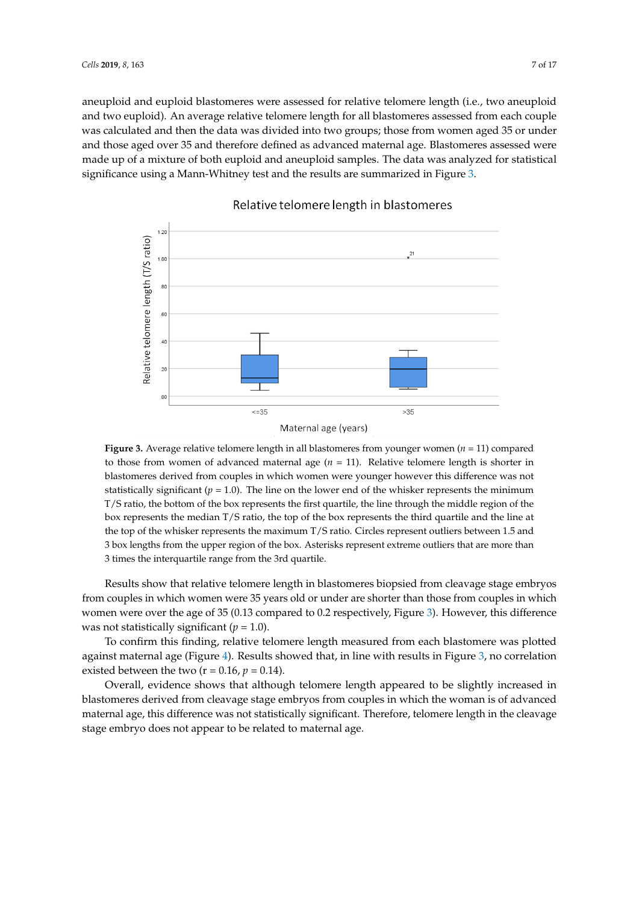aneuploid and euploid blastomeres were assessed for relative telomere length (i.e., two aneuploid and two euploid). An average relative telomere length for all blastomeres assessed from each couple was calculated and then the data was divided into two groups; those from women aged 35 or under and those aged over 35 and therefore defined as advanced maternal age. Blastomeres assessed were made up of a mixture of both euploid and aneuploid samples. The data was analyzed for statistical significance using a Mann-Whitney test and the results are summarized in Figure 3.

**Figure 3.** Average relative telomere length in all blastomeres from younger women ($n = 11$) compared to those from women of advanced maternal age ($n = 11$). Relative telomere length is shorter in blastomeres derived from couples in which women were younger however this difference was not statistically significant ($p = 1.0$). The line on the lower end of the whisker represents the minimum T/S ratio, the bottom of the box represents the first quartile, the line through the middle region of the box represents the median T/S ratio, the top of the box represents the third quartile and the line at the top of the whisker represents the maximum T/S ratio. Circles represent outliers between 1.5 and 3 box lengths from the upper region of the box. Asterisks represent extreme outliers that are more than 3 times the interquartile range from the 3rd quartile.

Results show that relative telomere length in blastomeres biopsied from cleavage stage embryos from couples in which women were 35 years old or under are shorter than those from couples in which women were over the age of 35 (0.13 compared to 0.2 respectively, Figure 3). However, this difference was not statistically significant ($p = 1.0$).

To confirm this finding, relative telomere length measured from each blastomere was plotted against maternal age (Figure 4). Results showed that, in line with results in Figure 3, no correlation existed between the two ($r = 0.16$, $p = 0.14$).

Overall, evidence shows that although telomere length appeared to be slightly increased in blastomeres derived from cleavage stage embryos from couples in which the woman is of advanced maternal age, this difference was not statistically significant. Therefore, telomere length in the cleavage stage embryo does not appear to be related to maternal age.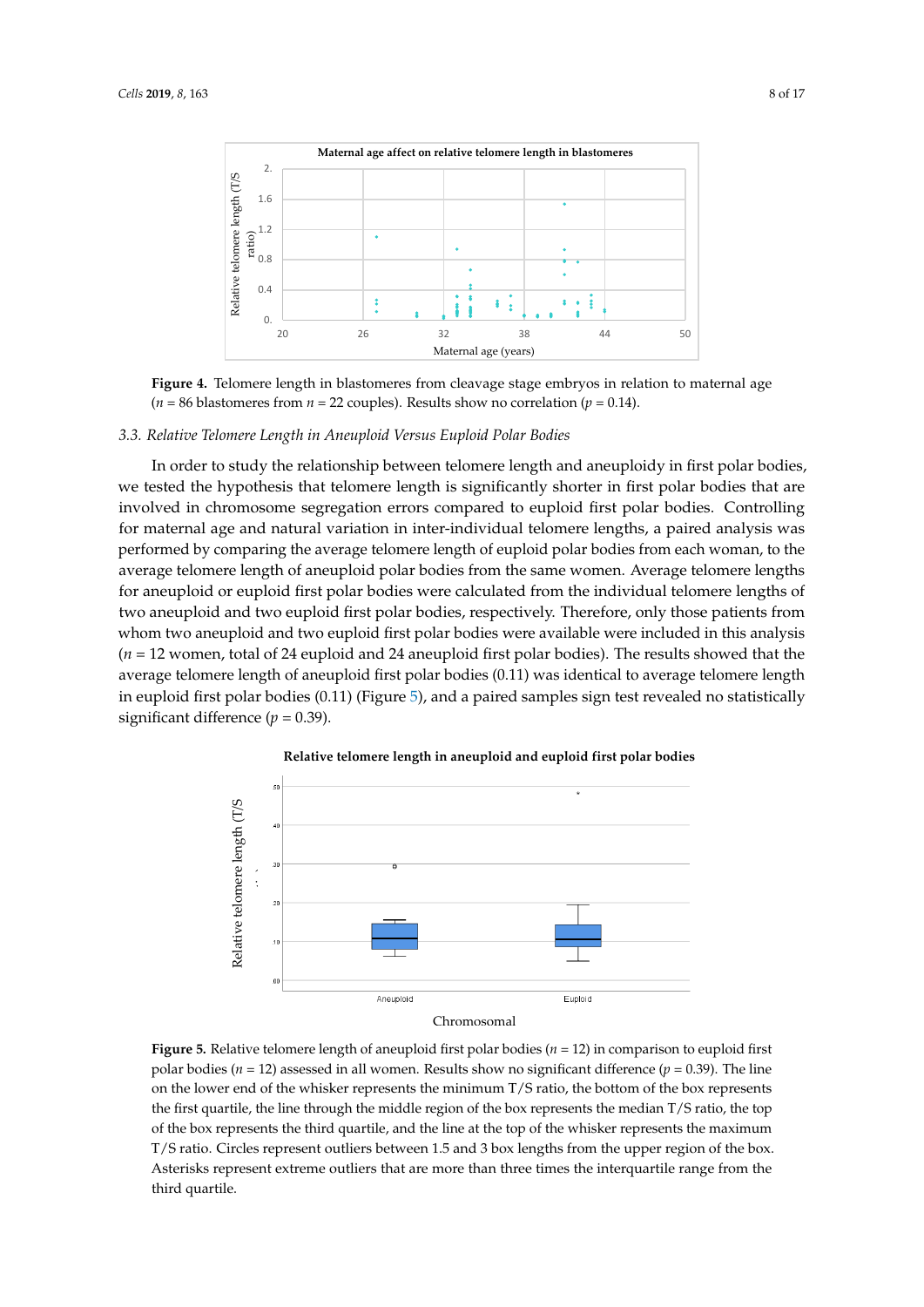**Figure 4.** Telomere length in blastomeres from cleavage stage embryos in relation to maternal age ($n$ = 86 blastomeres from $n$ = 22 couples). Results show no correlation ($p$ = 0.14).

### 3.3. Relative Telomere Length in Aneuploid Versus Euploid Polar Bodies

In order to study the relationship between telomere length and aneuploidy in first polar bodies, we tested the hypothesis that telomere length is significantly shorter in first polar bodies that are involved in chromosome segregation errors compared to euploid first polar bodies. Controlling for maternal age and natural variation in inter-individual telomere lengths, a paired analysis was performed by comparing the average telomere length of euploid polar bodies from each woman, to the average telomere length of aneuploid polar bodies from the same women. Average telomere lengths for aneuploid or euploid first polar bodies were calculated from the individual telomere lengths of two aneuploid and two euploid first polar bodies, respectively. Therefore, only those patients from whom two aneuploid and two euploid first polar bodies were available were included in this analysis ($n$ = 12 women, total of 24 euploid and 24 aneuploid first polar bodies). The results showed that the average telomere length of aneuploid first polar bodies (0.11) was identical to average telomere length in euploid first polar bodies (0.11) (Figure 5), and a paired samples sign test revealed no statistically significant difference ($p$ = 0.39).

**Figure 5.** Relative telomere length of aneuploid first polar bodies ($n$ = 12) in comparison to euploid first polar bodies ($n$ = 12) assessed in all women. Results show no significant difference ($p$ = 0.39). The line on the lower end of the whisker represents the minimum T/S ratio, the bottom of the box represents the first quartile, the line through the middle region of the box represents the median T/S ratio, the top of the box represents the third quartile, and the line at the top of the whisker represents the maximum T/S ratio. Circles represent outliers between 1.5 and 3 box lengths from the upper region of the box. Asterisks represent extreme outliers that are more than three times the interquartile range from the third quartile.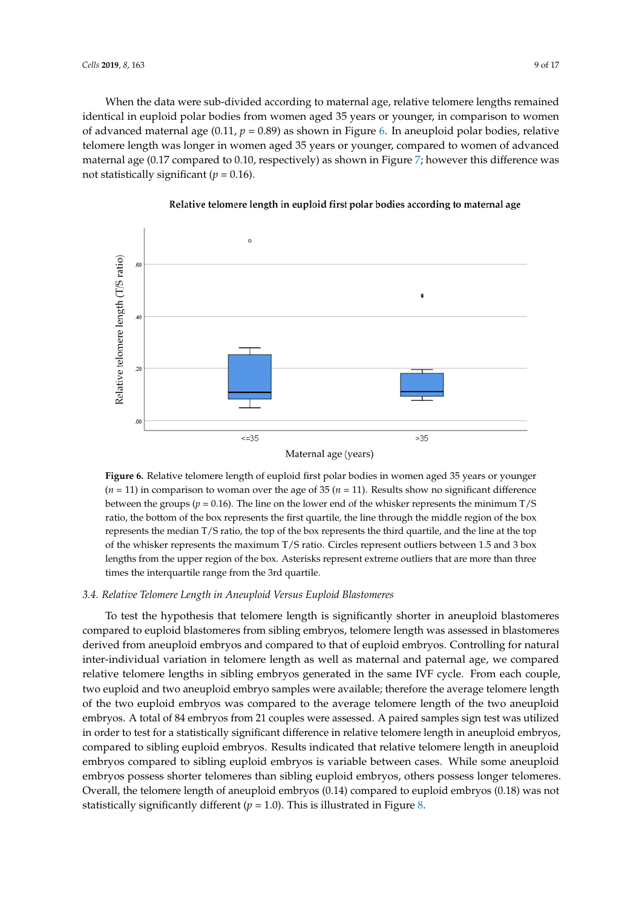When the data were sub-divided according to maternal age, relative telomere lengths remained identical in euploid polar bodies from women aged 35 years or younger, in comparison to women of advanced maternal age (0.11, $p = 0.89$) as shown in Figure 6. In aneuploid polar bodies, relative telomere length was longer in women aged 35 years or younger, compared to women of advanced maternal age (0.17 compared to 0.10, respectively) as shown in Figure 7; however this difference was not statistically significant ($p = 0.16$).

**Figure 6.** Relative telomere length of euploid first polar bodies in women aged 35 years or younger ($n = 11$) in comparison to woman over the age of 35 ($n = 11$). Results show no significant difference between the groups ($p = 0.16$). The line on the lower end of the whisker represents the minimum T/S ratio, the bottom of the box represents the first quartile, the line through the middle region of the box represents the median T/S ratio, the top of the box represents the third quartile, and the line at the top of the whisker represents the maximum T/S ratio. Circles represent outliers between 1.5 and 3 box lengths from the upper region of the box. Asterisks represent extreme outliers that are more than three times the interquartile range from the 3rd quartile.

### 3.4. Relative Telomere Length in Aneuploid Versus Euploid Blastomeres

To test the hypothesis that telomere length is significantly shorter in aneuploid blastomeres compared to euploid blastomeres from sibling embryos, telomere length was assessed in blastomeres derived from aneuploid embryos and compared to that of euploid embryos. Controlling for natural inter-individual variation in telomere length as well as maternal and paternal age, we compared relative telomere lengths in sibling embryos generated in the same IVF cycle. From each couple, two euploid and two aneuploid embryo samples were available; therefore the average telomere length of the two euploid embryos was compared to the average telomere length of the two aneuploid embryos. A total of 84 embryos from 21 couples were assessed. A paired samples sign test was utilized in order to test for a statistically significant difference in relative telomere length in aneuploid embryos, compared to sibling euploid embryos. Results indicated that relative telomere length in aneuploid embryos compared to sibling euploid embryos is variable between cases. While some aneuploid embryos possess shorter telomeres than sibling euploid embryos, others possess longer telomeres. Overall, the telomere length of aneuploid embryos (0.14) compared to euploid embryos (0.18) was not statistically significantly different ($p = 1.0$). This is illustrated in Figure 8.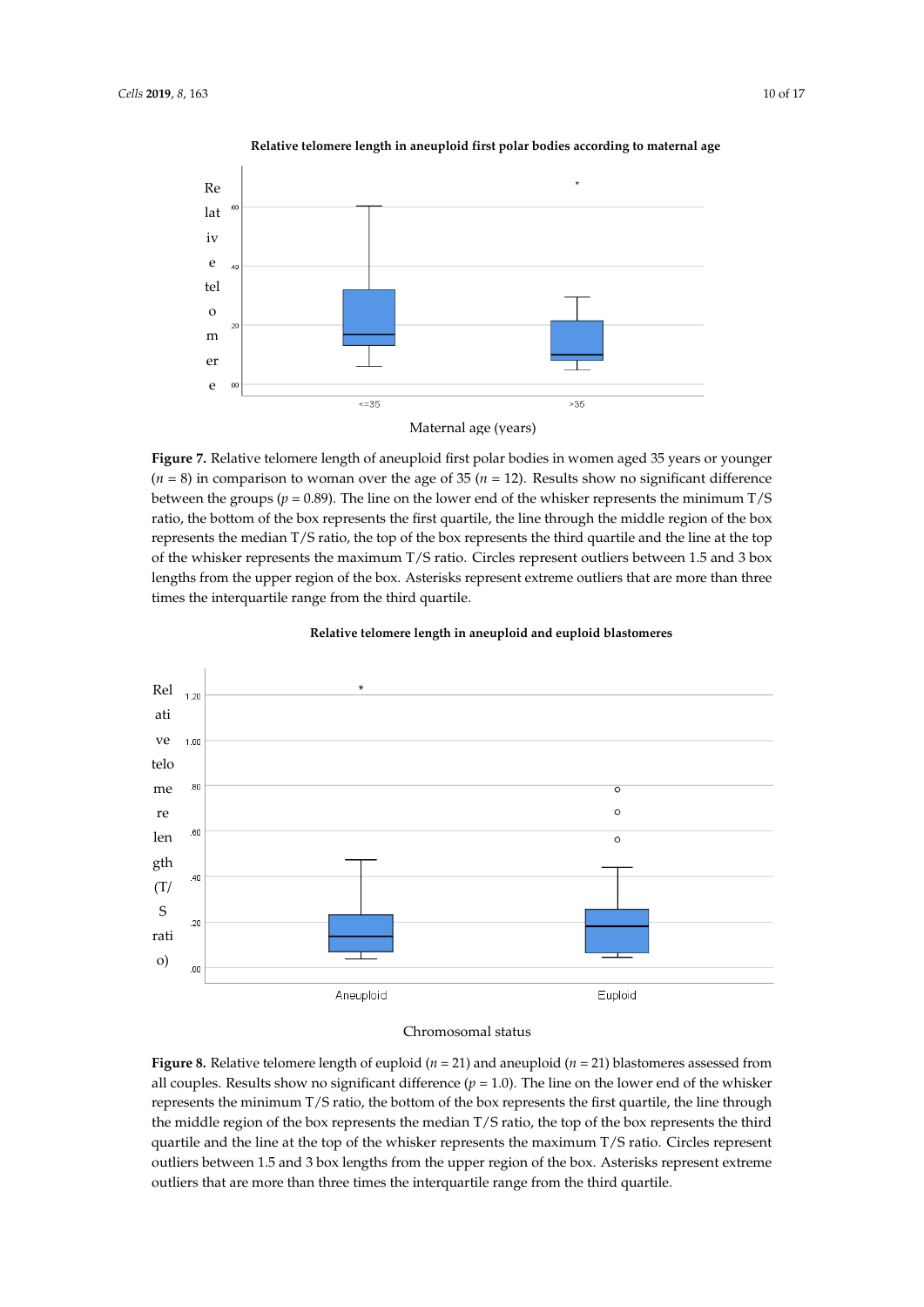**Relative telomere length in aneuploid first polar bodies according to maternal age**

**Figure 7.** Relative telomere length of aneuploid first polar bodies in women aged 35 years or younger ($n$ = 8) in comparison to woman over the age of 35 ($n$ = 12). Results show no significant difference between the groups ($p$ = 0.89). The line on the lower end of the whisker represents the minimum T/S ratio, the bottom of the box represents the first quartile, the line through the middle region of the box represents the median T/S ratio, the top of the box represents the third quartile and the line at the top of the whisker represents the maximum T/S ratio. Circles represent outliers between 1.5 and 3 box lengths from the upper region of the box. Asterisks represent extreme outliers that are more than three times the interquartile range from the third quartile.

**Relative telomere length in aneuploid and euploid blastomeres**

**Figure 8.** Relative telomere length of euploid ($n$ = 21) and aneuploid ($n$ = 21) blastomeres assessed from all couples. Results show no significant difference ($p$ = 1.0). The line on the lower end of the whisker represents the minimum T/S ratio, the bottom of the box represents the first quartile, the line through the middle region of the box represents the median T/S ratio, the top of the box represents the third quartile and the line at the top of the whisker represents the maximum T/S ratio. Circles represent outliers between 1.5 and 3 box lengths from the upper region of the box. Asterisks represent extreme outliers that are more than three times the interquartile range from the third quartile.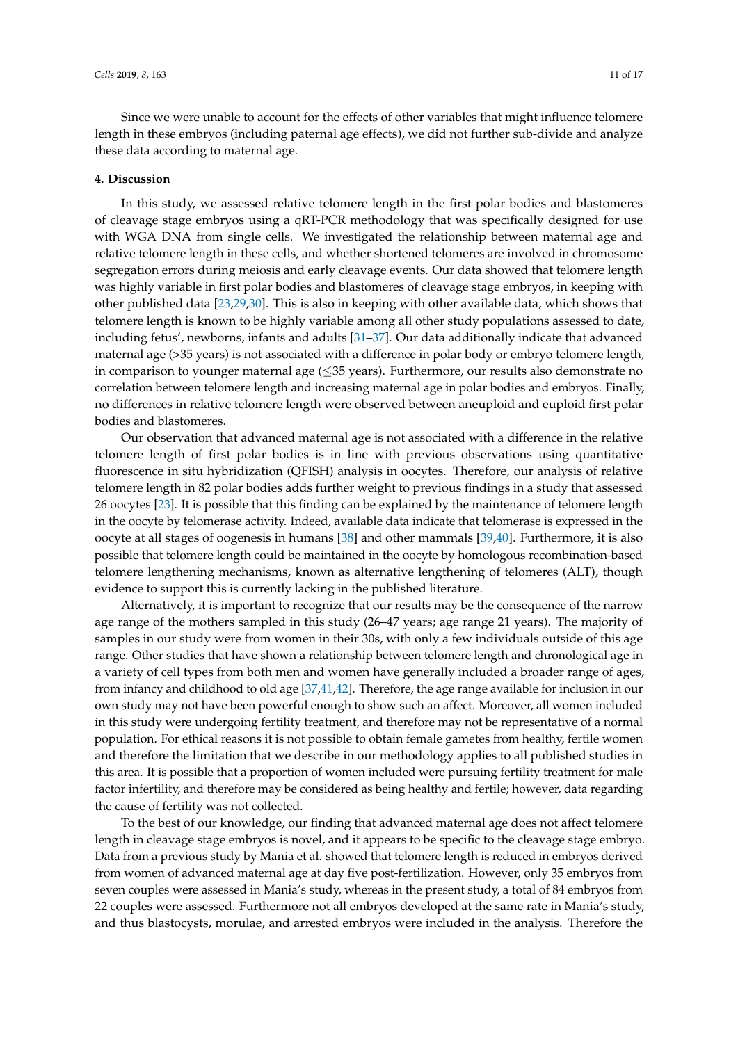Since we were unable to account for the effects of other variables that might influence telomere length in these embryos (including paternal age effects), we did not further sub-divide and analyze these data according to maternal age.

## 4. Discussion

In this study, we assessed relative telomere length in the first polar bodies and blastomeres of cleavage stage embryos using a qRT-PCR methodology that was specifically designed for use with WGA DNA from single cells. We investigated the relationship between maternal age and relative telomere length in these cells, and whether shortened telomeres are involved in chromosome segregation errors during meiosis and early cleavage events. Our data showed that telomere length was highly variable in first polar bodies and blastomeres of cleavage stage embryos, in keeping with other published data [23,29,30]. This is also in keeping with other available data, which shows that telomere length is known to be highly variable among all other study populations assessed to date, including fetus', newborns, infants and adults [31–37]. Our data additionally indicate that advanced maternal age (>35 years) is not associated with a difference in polar body or embryo telomere length, in comparison to younger maternal age (≤35 years). Furthermore, our results also demonstrate no correlation between telomere length and increasing maternal age in polar bodies and embryos. Finally, no differences in relative telomere length were observed between aneuploid and euploid first polar bodies and blastomeres.

Our observation that advanced maternal age is not associated with a difference in the relative telomere length of first polar bodies is in line with previous observations using quantitative fluorescence in situ hybridization (QFISH) analysis in oocytes. Therefore, our analysis of relative telomere length in 82 polar bodies adds further weight to previous findings in a study that assessed 26 oocytes [23]. It is possible that this finding can be explained by the maintenance of telomere length in the oocyte by telomerase activity. Indeed, available data indicate that telomerase is expressed in the oocyte at all stages of oogenesis in humans [38] and other mammals [39,40]. Furthermore, it is also possible that telomere length could be maintained in the oocyte by homologous recombination-based telomere lengthening mechanisms, known as alternative lengthening of telomeres (ALT), though evidence to support this is currently lacking in the published literature.

Alternatively, it is important to recognize that our results may be the consequence of the narrow age range of the mothers sampled in this study (26–47 years; age range 21 years). The majority of samples in our study were from women in their 30s, with only a few individuals outside of this age range. Other studies that have shown a relationship between telomere length and chronological age in a variety of cell types from both men and women have generally included a broader range of ages, from infancy and childhood to old age [37,41,42]. Therefore, the age range available for inclusion in our own study may not have been powerful enough to show such an affect. Moreover, all women included in this study were undergoing fertility treatment, and therefore may not be representative of a normal population. For ethical reasons it is not possible to obtain female gametes from healthy, fertile women and therefore the limitation that we describe in our methodology applies to all published studies in this area. It is possible that a proportion of women included were pursuing fertility treatment for male factor infertility, and therefore may be considered as being healthy and fertile; however, data regarding the cause of fertility was not collected.

To the best of our knowledge, our finding that advanced maternal age does not affect telomere length in cleavage stage embryos is novel, and it appears to be specific to the cleavage stage embryo. Data from a previous study by Mania et al. showed that telomere length is reduced in embryos derived from women of advanced maternal age at day five post-fertilization. However, only 35 embryos from seven couples were assessed in Mania's study, whereas in the present study, a total of 84 embryos from 22 couples were assessed. Furthermore not all embryos developed at the same rate in Mania's study, and thus blastocysts, morulae, and arrested embryos were included in the analysis. Therefore the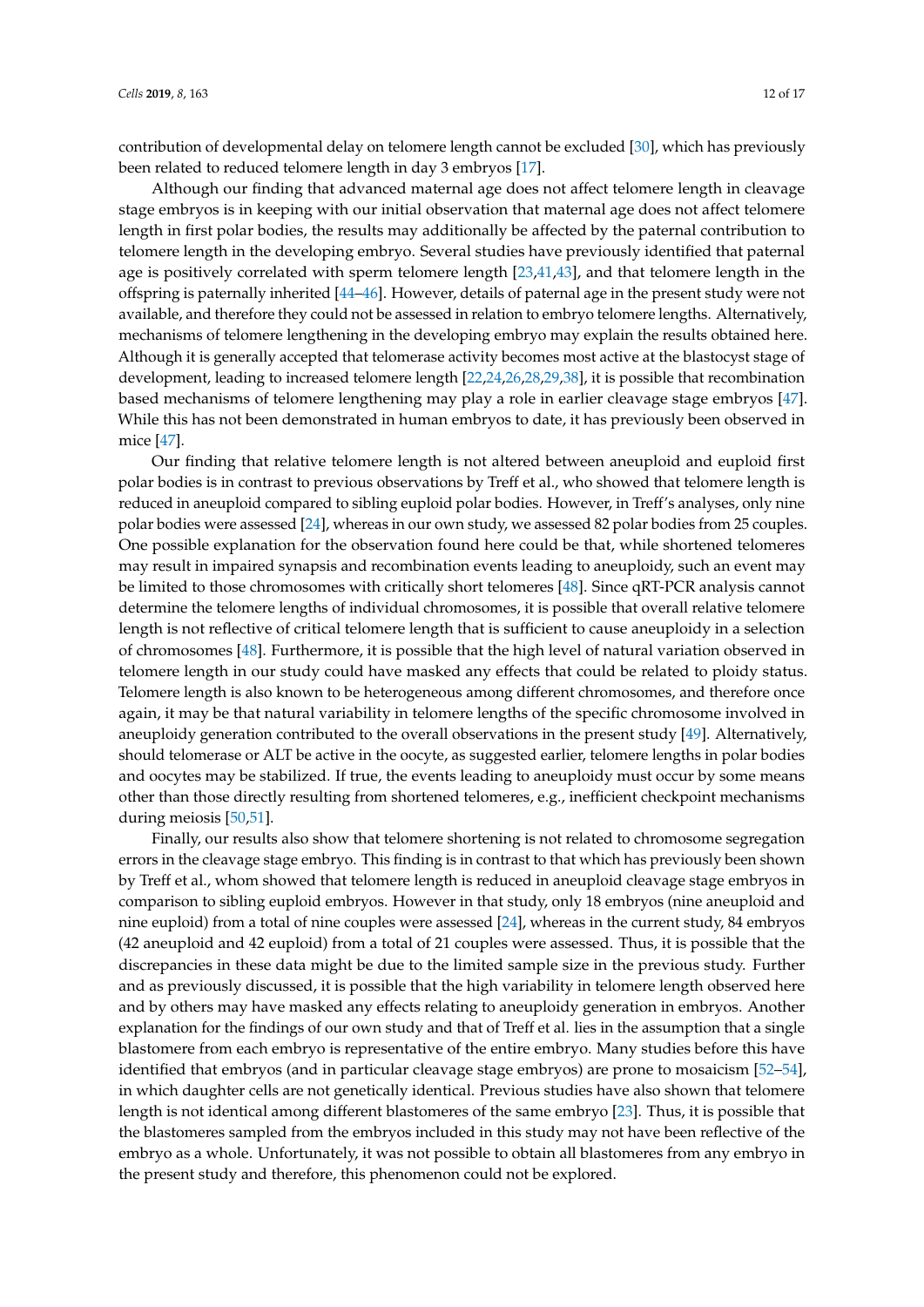contribution of developmental delay on telomere length cannot be excluded [30], which has previously been related to reduced telomere length in day 3 embryos [17].

Although our finding that advanced maternal age does not affect telomere length in cleavage stage embryos is in keeping with our initial observation that maternal age does not affect telomere length in first polar bodies, the results may additionally be affected by the paternal contribution to telomere length in the developing embryo. Several studies have previously identified that paternal age is positively correlated with sperm telomere length [23,41,43], and that telomere length in the offspring is paternally inherited [44–46]. However, details of paternal age in the present study were not available, and therefore they could not be assessed in relation to embryo telomere lengths. Alternatively, mechanisms of telomere lengthening in the developing embryo may explain the results obtained here. Although it is generally accepted that telomerase activity becomes most active at the blastocyst stage of development, leading to increased telomere length [22,24,26,28,29,38], it is possible that recombination based mechanisms of telomere lengthening may play a role in earlier cleavage stage embryos [47]. While this has not been demonstrated in human embryos to date, it has previously been observed in mice [47].

Our finding that relative telomere length is not altered between aneuploid and euploid first polar bodies is in contrast to previous observations by Treff et al., who showed that telomere length is reduced in aneuploid compared to sibling euploid polar bodies. However, in Treff's analyses, only nine polar bodies were assessed [24], whereas in our own study, we assessed 82 polar bodies from 25 couples. One possible explanation for the observation found here could be that, while shortened telomeres may result in impaired synapsis and recombination events leading to aneuploidy, such an event may be limited to those chromosomes with critically short telomeres [48]. Since qRT-PCR analysis cannot determine the telomere lengths of individual chromosomes, it is possible that overall relative telomere length is not reflective of critical telomere length that is sufficient to cause aneuploidy in a selection of chromosomes [48]. Furthermore, it is possible that the high level of natural variation observed in telomere length in our study could have masked any effects that could be related to ploidy status. Telomere length is also known to be heterogeneous among different chromosomes, and therefore once again, it may be that natural variability in telomere lengths of the specific chromosome involved in aneuploidy generation contributed to the overall observations in the present study [49]. Alternatively, should telomerase or ALT be active in the oocyte, as suggested earlier, telomere lengths in polar bodies and oocytes may be stabilized. If true, the events leading to aneuploidy must occur by some means other than those directly resulting from shortened telomeres, e.g., inefficient checkpoint mechanisms during meiosis [50,51].

Finally, our results also show that telomere shortening is not related to chromosome segregation errors in the cleavage stage embryo. This finding is in contrast to that which has previously been shown by Treff et al., whom showed that telomere length is reduced in aneuploid cleavage stage embryos in comparison to sibling euploid embryos. However in that study, only 18 embryos (nine aneuploid and nine euploid) from a total of nine couples were assessed [24], whereas in the current study, 84 embryos (42 aneuploid and 42 euploid) from a total of 21 couples were assessed. Thus, it is possible that the discrepancies in these data might be due to the limited sample size in the previous study. Further and as previously discussed, it is possible that the high variability in telomere length observed here and by others may have masked any effects relating to aneuploidy generation in embryos. Another explanation for the findings of our own study and that of Treff et al. lies in the assumption that a single blastomere from each embryo is representative of the entire embryo. Many studies before this have identified that embryos (and in particular cleavage stage embryos) are prone to mosaicism [52–54], in which daughter cells are not genetically identical. Previous studies have also shown that telomere length is not identical among different blastomeres of the same embryo [23]. Thus, it is possible that the blastomeres sampled from the embryos included in this study may not have been reflective of the embryo as a whole. Unfortunately, it was not possible to obtain all blastomeres from any embryo in the present study and therefore, this phenomenon could not be explored.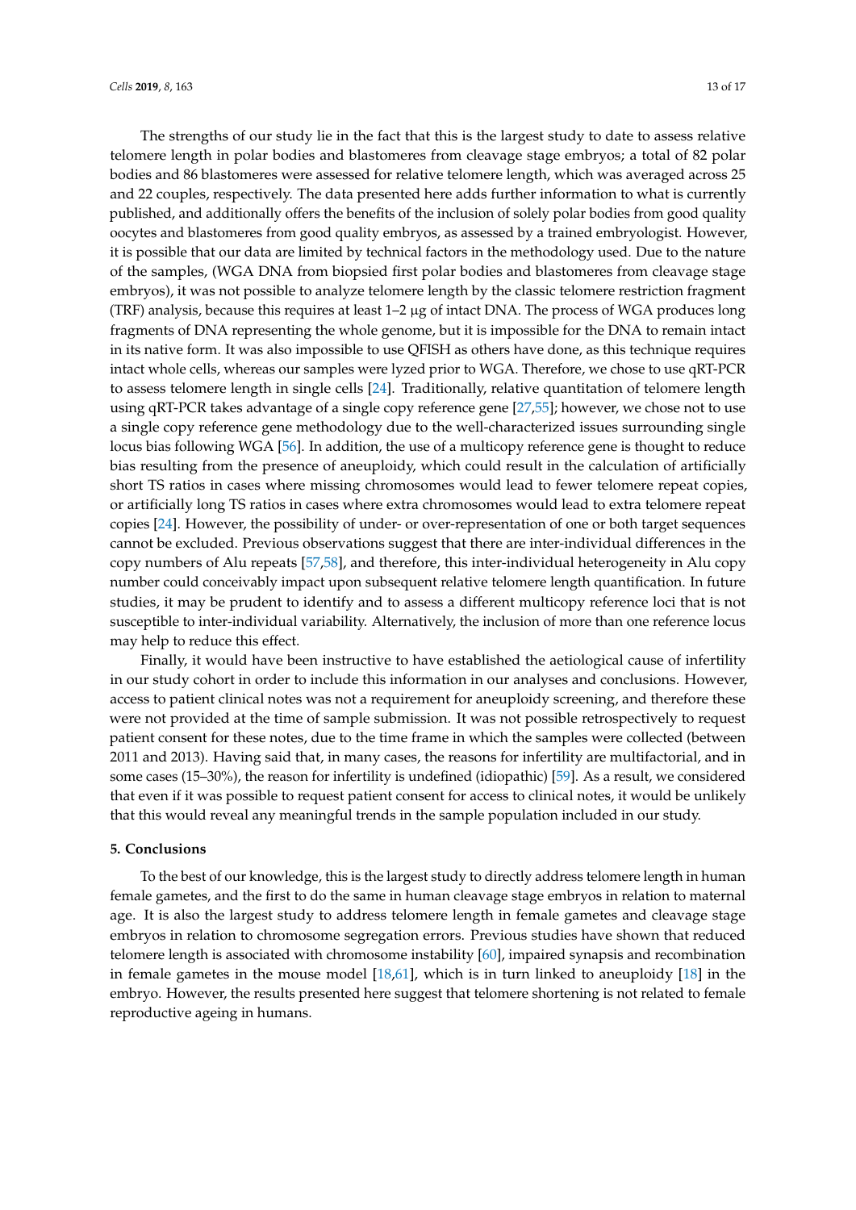The strengths of our study lie in the fact that this is the largest study to date to assess relative telomere length in polar bodies and blastomeres from cleavage stage embryos; a total of 82 polar bodies and 86 blastomeres were assessed for relative telomere length, which was averaged across 25 and 22 couples, respectively. The data presented here adds further information to what is currently published, and additionally offers the benefits of the inclusion of solely polar bodies from good quality oocytes and blastomeres from good quality embryos, as assessed by a trained embryologist. However, it is possible that our data are limited by technical factors in the methodology used. Due to the nature of the samples, (WGA DNA from biopsied first polar bodies and blastomeres from cleavage stage embryos), it was not possible to analyze telomere length by the classic telomere restriction fragment (TRF) analysis, because this requires at least 1–2 μg of intact DNA. The process of WGA produces long fragments of DNA representing the whole genome, but it is impossible for the DNA to remain intact in its native form. It was also impossible to use QFISH as others have done, as this technique requires intact whole cells, whereas our samples were lyzed prior to WGA. Therefore, we chose to use qRT-PCR to assess telomere length in single cells [24]. Traditionally, relative quantitation of telomere length using qRT-PCR takes advantage of a single copy reference gene [27,55]; however, we chose not to use a single copy reference gene methodology due to the well-characterized issues surrounding single locus bias following WGA [56]. In addition, the use of a multicopy reference gene is thought to reduce bias resulting from the presence of aneuploidy, which could result in the calculation of artificially short TS ratios in cases where missing chromosomes would lead to fewer telomere repeat copies, or artificially long TS ratios in cases where extra chromosomes would lead to extra telomere repeat copies [24]. However, the possibility of under- or over-representation of one or both target sequences cannot be excluded. Previous observations suggest that there are inter-individual differences in the copy numbers of Alu repeats [57,58], and therefore, this inter-individual heterogeneity in Alu copy number could conceivably impact upon subsequent relative telomere length quantification. In future studies, it may be prudent to identify and to assess a different multicopy reference loci that is not susceptible to inter-individual variability. Alternatively, the inclusion of more than one reference locus may help to reduce this effect.

Finally, it would have been instructive to have established the aetiological cause of infertility in our study cohort in order to include this information in our analyses and conclusions. However, access to patient clinical notes was not a requirement for aneuploidy screening, and therefore these were not provided at the time of sample submission. It was not possible retrospectively to request patient consent for these notes, due to the time frame in which the samples were collected (between 2011 and 2013). Having said that, in many cases, the reasons for infertility are multifactorial, and in some cases (15–30%), the reason for infertility is undefined (idiopathic) [59]. As a result, we considered that even if it was possible to request patient consent for access to clinical notes, it would be unlikely that this would reveal any meaningful trends in the sample population included in our study.

## 5. Conclusions

To the best of our knowledge, this is the largest study to directly address telomere length in human female gametes, and the first to do the same in human cleavage stage embryos in relation to maternal age. It is also the largest study to address telomere length in female gametes and cleavage stage embryos in relation to chromosome segregation errors. Previous studies have shown that reduced telomere length is associated with chromosome instability [60], impaired synapsis and recombination in female gametes in the mouse model [18,61], which is in turn linked to aneuploidy [18] in the embryo. However, the results presented here suggest that telomere shortening is not related to female reproductive ageing in humans.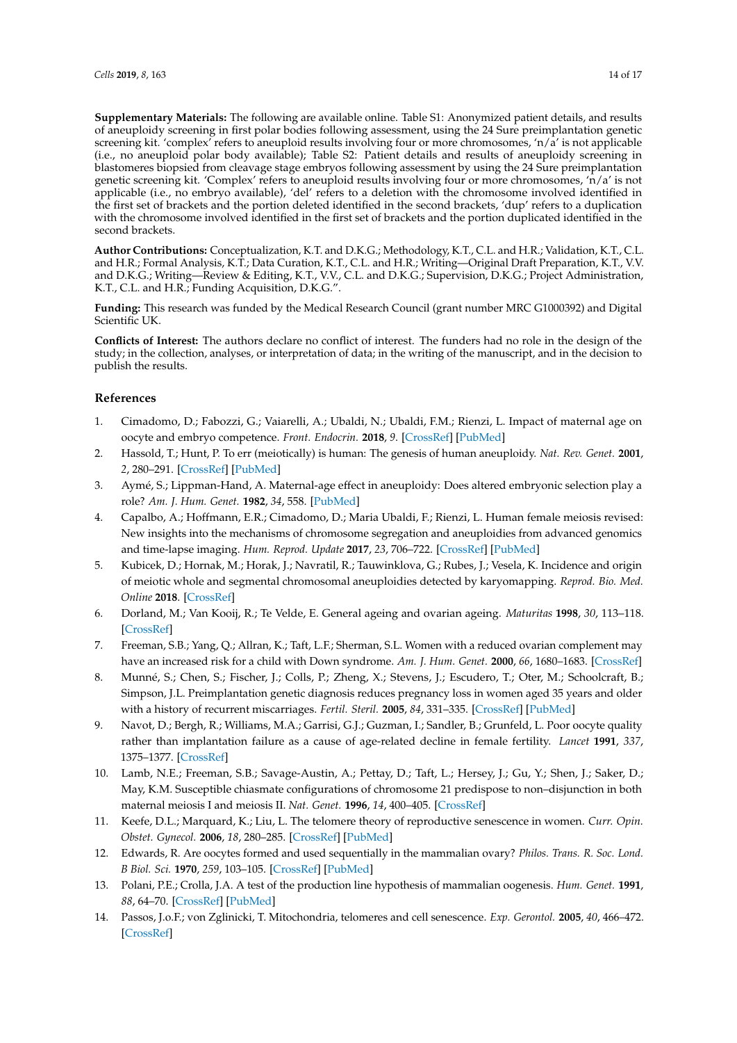**Supplementary Materials:** The following are available online. Table S1: Anonymized patient details, and results of aneuploidy screening in first polar bodies following assessment, using the 24 Sure preimplantation genetic screening kit. 'complex' refers to aneuploid results involving four or more chromosomes, 'n/a' is not applicable (i.e., no aneuploid polar body available); Table S2: Patient details and results of aneuploidy screening in blastomeres biopsied from cleavage stage embryos following assessment by using the 24 Sure preimplantation genetic screening kit. 'Complex' refers to aneuploid results involving four or more chromosomes, 'n/a' is not applicable (i.e., no embryo available), 'del' refers to a deletion with the chromosome involved identified in the first set of brackets and the portion deleted identified in the second brackets, 'dup' refers to a duplication with the chromosome involved identified in the first set of brackets and the portion duplicated identified in the second brackets.

**Author Contributions:** Conceptualization, K.T. and D.K.G.; Methodology, K.T., C.L. and H.R.; Validation, K.T., C.L. and H.R.; Formal Analysis, K.T.; Data Curation, K.T., C.L. and H.R.; Writing—Original Draft Preparation, K.T., V.V. and D.K.G.; Writing—Review & Editing, K.T., V.V., C.L. and D.K.G.; Supervision, D.K.G.; Project Administration, K.T., C.L. and H.R.; Funding Acquisition, D.K.G.".

**Funding:** This research was funded by the Medical Research Council (grant number MRC G1000392) and Digital Scientific UK.

**Conflicts of Interest:** The authors declare no conflict of interest. The funders had no role in the design of the study; in the collection, analyses, or interpretation of data; in the writing of the manuscript, and in the decision to publish the results.

## References

1. Cimadomo, D.; Fabozzi, G.; Vaiarelli, A.; Ubaldi, N.; Ubaldi, F.M.; Rienzi, L. Impact of maternal age on oocyte and embryo competence. *Front. Endocrin.* **2018**, *9*. [CrossRef] [PubMed]
2. Hassold, T.; Hunt, P. To err (meiotically) is human: The genesis of human aneuploidy. *Nat. Rev. Genet.* **2001**, *2*, 280–291. [CrossRef] [PubMed]
3. Aymé, S.; Lippman-Hand, A. Maternal-age effect in aneuploidy: Does altered embryonic selection play a role? *Am. J. Hum. Genet.* **1982**, *34*, 558. [PubMed]
4. Capalbo, A.; Hoffmann, E.R.; Cimadomo, D.; Maria Ubaldi, F.; Rienzi, L. Human female meiosis revised: New insights into the mechanisms of chromosome segregation and aneuploidies from advanced genomics and time-lapse imaging. *Hum. Reprod. Update* **2017**, *23*, 706–722. [CrossRef] [PubMed]
5. Kubicek, D.; Hornak, M.; Horak, J.; Navratil, R.; Tauwinklova, G.; Rubes, J.; Vesela, K. Incidence and origin of meiotic whole and segmental chromosomal aneuploidies detected by karyomapping. *Reprod. Bio. Med. Online* **2018**. [CrossRef]
6. Dorland, M.; Van Kooij, R.; Te Velde, E. General ageing and ovarian ageing. *Maturitas* **1998**, *30*, 113–118. [CrossRef]
7. Freeman, S.B.; Yang, Q.; Allran, K.; Taft, L.F.; Sherman, S.L. Women with a reduced ovarian complement may have an increased risk for a child with Down syndrome. *Am. J. Hum. Genet.* **2000**, *66*, 1680–1683. [CrossRef]
8. Munné, S.; Chen, S.; Fischer, J.; Colls, P.; Zheng, X.; Stevens, J.; Escudero, T.; Oter, M.; Schoolcraft, B.; Simpson, J.L. Preimplantation genetic diagnosis reduces pregnancy loss in women aged 35 years and older with a history of recurrent miscarriages. *Fertil. Steril.* **2005**, *84*, 331–335. [CrossRef] [PubMed]
9. Navot, D.; Bergh, R.; Williams, M.A.; Garrisi, G.J.; Guzman, I.; Sandler, B.; Grunfeld, L. Poor oocyte quality rather than implantation failure as a cause of age-related decline in female fertility. *Lancet* **1991**, *337*, 1375–1377. [CrossRef]
10. Lamb, N.E.; Freeman, S.B.; Savage-Austin, A.; Pettay, D.; Taft, L.; Hersey, J.; Gu, Y.; Shen, J.; Saker, D.; May, K.M. Susceptible chiasmate configurations of chromosome 21 predispose to non–disjunction in both maternal meiosis I and meiosis II. *Nat. Genet.* **1996**, *14*, 400–405. [CrossRef]
11. Keefe, D.L.; Marquard, K.; Liu, L. The telomere theory of reproductive senescence in women. *Curr. Opin. Obstet. Gynecol.* **2006**, *18*, 280–285. [CrossRef] [PubMed]
12. Edwards, R. Are oocytes formed and used sequentially in the mammalian ovary? *Philos. Trans. R. Soc. Lond. B Biol. Sci.* **1970**, *259*, 103–105. [CrossRef] [PubMed]
13. Polani, P.E.; Crolla, J.A. A test of the production line hypothesis of mammalian oogenesis. *Hum. Genet.* **1991**, *88*, 64–70. [CrossRef] [PubMed]
14. Passos, J.o.F.; von Zglinicki, T. Mitochondria, telomeres and cell senescence. *Exp. Gerontol.* **2005**, *40*, 466–472. [CrossRef]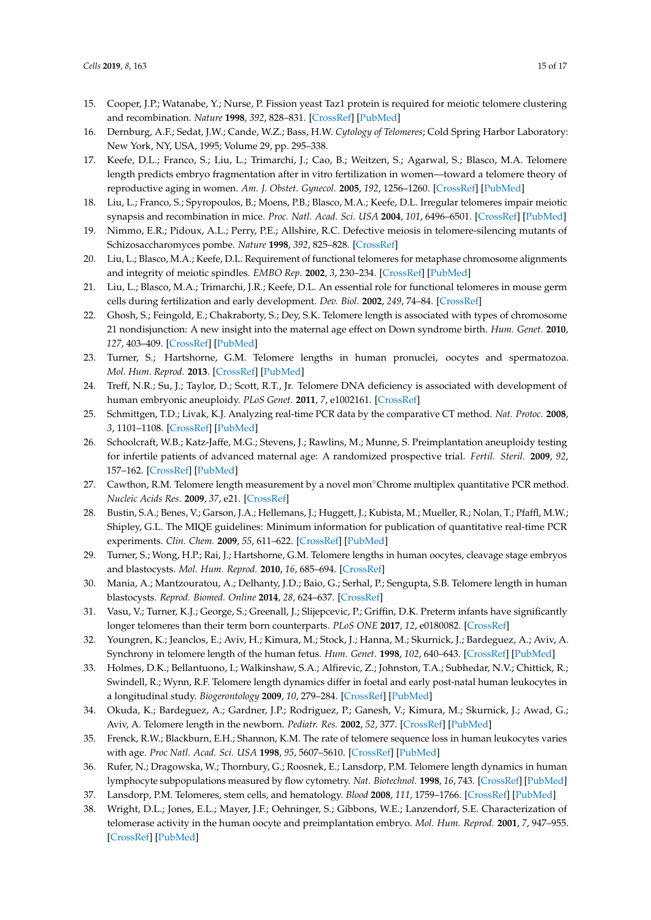15. Cooper, J.P.; Watanabe, Y.; Nurse, P. Fission yeast Taz1 protein is required for meiotic telomere clustering and recombination. *Nature* **1998**, *392*, 828–831. [CrossRef] [PubMed]
16. Dernburg, A.F.; Sedat, J.W.; Cande, W.Z.; Bass, H.W. *Cytology of Telomeres*; Cold Spring Harbor Laboratory: New York, NY, USA, 1995; Volume 29, pp. 295–338.
17. Keefe, D.L.; Franco, S.; Liu, L.; Trimarchi, J.; Cao, B.; Weitzen, S.; Agarwal, S.; Blasco, M.A. Telomere length predicts embryo fragmentation after in vitro fertilization in women—toward a telomere theory of reproductive aging in women. *Am. J. Obstet. Gynecol.* **2005**, *192*, 1256–1260. [CrossRef] [PubMed]
18. Liu, L.; Franco, S.; Spyropoulos, B.; Moens, P.B.; Blasco, M.A.; Keefe, D.L. Irregular telomeres impair meiotic synapsis and recombination in mice. *Proc. Natl. Acad. Sci. USA* **2004**, *101*, 6496–6501. [CrossRef] [PubMed]
19. Nimmo, E.R.; Pidoux, A.L.; Perry, P.E.; Allshire, R.C. Defective meiosis in telomere-silencing mutants of Schizosaccharomyces pombe. *Nature* **1998**, *392*, 825–828. [CrossRef]
20. Liu, L.; Blasco, M.A.; Keefe, D.L. Requirement of functional telomeres for metaphase chromosome alignments and integrity of meiotic spindles. *EMBO Rep.* **2002**, *3*, 230–234. [CrossRef] [PubMed]
21. Liu, L.; Blasco, M.A.; Trimarchi, J.R.; Keefe, D.L. An essential role for functional telomeres in mouse germ cells during fertilization and early development. *Dev. Biol.* **2002**, *249*, 74–84. [CrossRef]
22. Ghosh, S.; Feingold, E.; Chakraborty, S.; Dey, S.K. Telomere length is associated with types of chromosome 21 nondisjunction: A new insight into the maternal age effect on Down syndrome birth. *Hum. Genet.* **2010**, *127*, 403–409. [CrossRef] [PubMed]
23. Turner, S.; Hartshorne, G.M. Telomere lengths in human pronuclei, oocytes and spermatozoa. *Mol. Hum. Reprod.* **2013**. [CrossRef] [PubMed]
24. Treff, N.R.; Su, J.; Taylor, D.; Scott, R.T., Jr. Telomere DNA deficiency is associated with development of human embryonic aneuploidy. *PLoS Genet.* **2011**, *7*, e1002161. [CrossRef]
25. Schmittgen, T.D.; Livak, K.J. Analyzing real-time PCR data by the comparative CT method. *Nat. Protoc.* **2008**, *3*, 1101–1108. [CrossRef] [PubMed]
26. Schoolcraft, W.B.; Katz-Jaffe, M.G.; Stevens, J.; Rawlins, M.; Munne, S. Preimplantation aneuploidy testing for infertile patients of advanced maternal age: A randomized prospective trial. *Fertil. Steril.* **2009**, *92*, 157–162. [CrossRef] [PubMed]
27. Cawthon, R.M. Telomere length measurement by a novel mon°Chrome multiplex quantitative PCR method. *Nucleic Acids Res.* **2009**, *37*, e21. [CrossRef]
28. Bustin, S.A.; Benes, V.; Garson, J.A.; Hellemans, J.; Huggett, J.; Kubista, M.; Mueller, R.; Nolan, T.; Pfaffl, M.W.; Shipley, G.L. The MIQE guidelines: Minimum information for publication of quantitative real-time PCR experiments. *Clin. Chem.* **2009**, *55*, 611–622. [CrossRef] [PubMed]
29. Turner, S.; Wong, H.P.; Rai, J.; Hartshorne, G.M. Telomere lengths in human oocytes, cleavage stage embryos and blastocysts. *Mol. Hum. Reprod.* **2010**, *16*, 685–694. [CrossRef]
30. Mania, A.; Mantzouratou, A.; Delhanty, J.D.; Baio, G.; Serhal, P.; Sengupta, S.B. Telomere length in human blastocysts. *Reprod. Biomed. Online* **2014**, *28*, 624–637. [CrossRef]
31. Vasu, V.; Turner, K.J.; George, S.; Greenall, J.; Slijepcevic, P.; Griffin, D.K. Preterm infants have significantly longer telomeres than their term born counterparts. *PLoS ONE* **2017**, *12*, e0180082. [CrossRef]
32. Youngren, K.; Jeanclos, E.; Aviv, H.; Kimura, M.; Stock, J.; Hanna, M.; Skurnick, J.; Bardeguez, A.; Aviv, A. Synchrony in telomere length of the human fetus. *Hum. Genet.* **1998**, *102*, 640–643. [CrossRef] [PubMed]
33. Holmes, D.K.; Bellantuono, I.; Walkinshaw, S.A.; Alfirevic, Z.; Johnston, T.A.; Subhedar, N.V.; Chittick, R.; Swindell, R.; Wynn, R.F. Telomere length dynamics differ in foetal and early post-natal human leukocytes in a longitudinal study. *Biogerontology* **2009**, *10*, 279–284. [CrossRef] [PubMed]
34. Okuda, K.; Bardeguez, A.; Gardner, J.P.; Rodriguez, P.; Ganesh, V.; Kimura, M.; Skurnick, J.; Awad, G.; Aviv, A. Telomere length in the newborn. *Pediatr. Res.* **2002**, *52*, 377. [CrossRef] [PubMed]
35. Frenck, R.W.; Blackburn, E.H.; Shannon, K.M. The rate of telomere sequence loss in human leukocytes varies with age. *Proc Natl. Acad. Sci. USA* **1998**, *95*, 5607–5610. [CrossRef] [PubMed]
36. Rufer, N.; Dragowska, W.; Thornbury, G.; Roosnek, E.; Lansdorp, P.M. Telomere length dynamics in human lymphocyte subpopulations measured by flow cytometry. *Nat. Biotechnol.* **1998**, *16*, 743. [CrossRef] [PubMed]
37. Lansdorp, P.M. Telomeres, stem cells, and hematology. *Blood* **2008**, *111*, 1759–1766. [CrossRef] [PubMed]
38. Wright, D.L.; Jones, E.L.; Mayer, J.F.; Oehninger, S.; Gibbons, W.E.; Lanzendorf, S.E. Characterization of telomerase activity in the human oocyte and preimplantation embryo. *Mol. Hum. Reprod.* **2001**, *7*, 947–955. [CrossRef] [PubMed]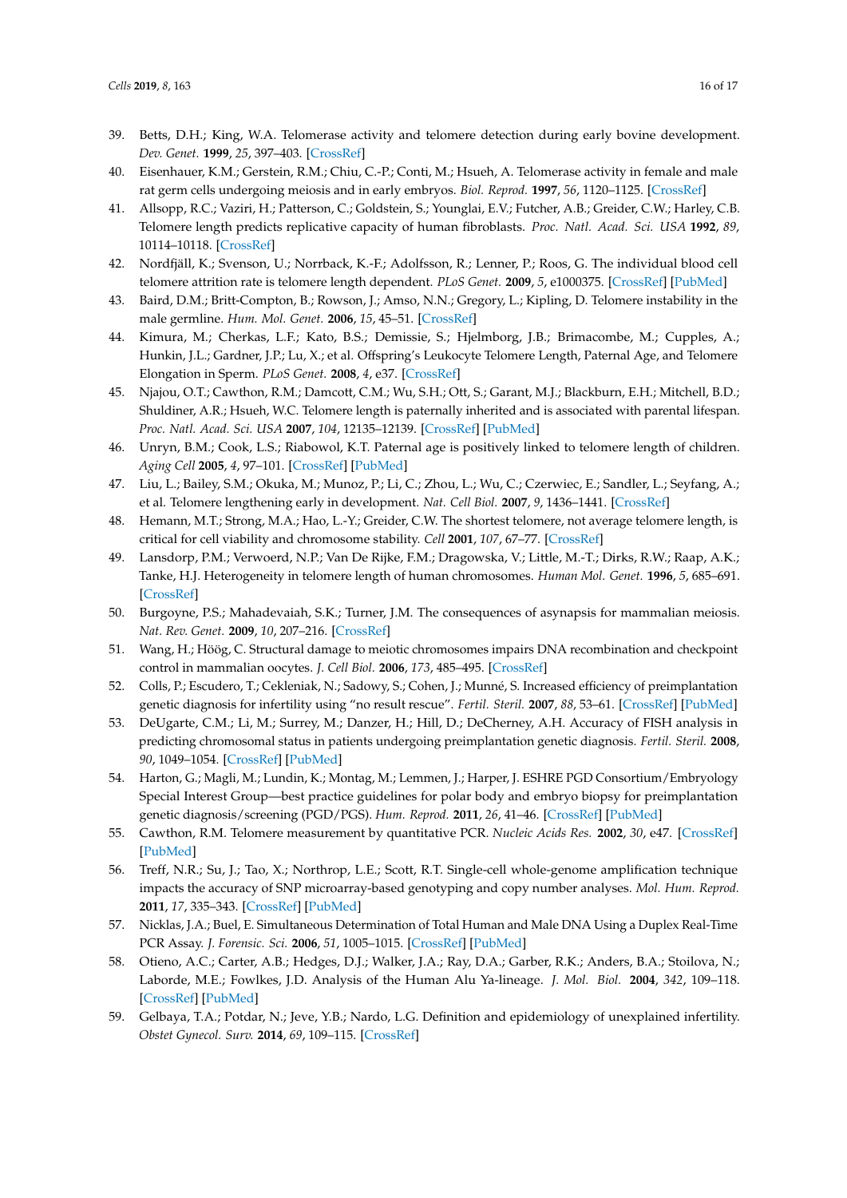39. Betts, D.H.; King, W.A. Telomerase activity and telomere detection during early bovine development. *Dev. Genet.* **1999**, *25*, 397–403. [CrossRef]
40. Eisenhauer, K.M.; Gerstein, R.M.; Chiu, C.-P.; Conti, M.; Hsueh, A. Telomerase activity in female and male rat germ cells undergoing meiosis and in early embryos. *Biol. Reprod.* **1997**, *56*, 1120–1125. [CrossRef]
41. Allsopp, R.C.; Vaziri, H.; Patterson, C.; Goldstein, S.; Younglai, E.V.; Futcher, A.B.; Greider, C.W.; Harley, C.B. Telomere length predicts replicative capacity of human fibroblasts. *Proc. Natl. Acad. Sci. USA* **1992**, *89*, 10114–10118. [CrossRef]
42. Nordfjäll, K.; Svenson, U.; Norrback, K.-F.; Adolfsson, R.; Lenner, P.; Roos, G. The individual blood cell telomere attrition rate is telomere length dependent. *PLoS Genet.* **2009**, *5*, e1000375. [CrossRef] [PubMed]
43. Baird, D.M.; Britt-Compton, B.; Rowson, J.; Amso, N.N.; Gregory, L.; Kipling, D. Telomere instability in the male germline. *Hum. Mol. Genet.* **2006**, *15*, 45–51. [CrossRef]
44. Kimura, M.; Cherkas, L.F.; Kato, B.S.; Demissie, S.; Hjelmborg, J.B.; Brimacombe, M.; Cupples, A.; Hunkin, J.L.; Gardner, J.P.; Lu, X.; et al. Offspring's Leukocyte Telomere Length, Paternal Age, and Telomere Elongation in Sperm. *PLoS Genet.* **2008**, *4*, e37. [CrossRef]
45. Njajou, O.T.; Cawthon, R.M.; Damcott, C.M.; Wu, S.H.; Ott, S.; Garant, M.J.; Blackburn, E.H.; Mitchell, B.D.; Shuldiner, A.R.; Hsueh, W.C. Telomere length is paternally inherited and is associated with parental lifespan. *Proc. Natl. Acad. Sci. USA* **2007**, *104*, 12135–12139. [CrossRef] [PubMed]
46. Unryn, B.M.; Cook, L.S.; Riabowol, K.T. Paternal age is positively linked to telomere length of children. *Aging Cell* **2005**, *4*, 97–101. [CrossRef] [PubMed]
47. Liu, L.; Bailey, S.M.; Okuka, M.; Munoz, P.; Li, C.; Zhou, L.; Wu, C.; Czerwiec, E.; Sandler, L.; Seyfang, A.; et al. Telomere lengthening early in development. *Nat. Cell Biol.* **2007**, *9*, 1436–1441. [CrossRef]
48. Hemann, M.T.; Strong, M.A.; Hao, L.-Y.; Greider, C.W. The shortest telomere, not average telomere length, is critical for cell viability and chromosome stability. *Cell* **2001**, *107*, 67–77. [CrossRef]
49. Lansdorp, P.M.; Verwoerd, N.P.; Van De Rijke, F.M.; Dragowska, V.; Little, M.-T.; Dirks, R.W.; Raap, A.K.; Tanke, H.J. Heterogeneity in telomere length of human chromosomes. *Human Mol. Genet.* **1996**, *5*, 685–691. [CrossRef]
50. Burgoyne, P.S.; Mahadevaiah, S.K.; Turner, J.M. The consequences of asynapsis for mammalian meiosis. *Nat. Rev. Genet.* **2009**, *10*, 207–216. [CrossRef]
51. Wang, H.; Höög, C. Structural damage to meiotic chromosomes impairs DNA recombination and checkpoint control in mammalian oocytes. *J. Cell Biol.* **2006**, *173*, 485–495. [CrossRef]
52. Colls, P.; Escudero, T.; Cekleniak, N.; Sadowy, S.; Cohen, J.; Munné, S. Increased efficiency of preimplantation genetic diagnosis for infertility using "no result rescue". *Fertil. Steril.* **2007**, *88*, 53–61. [CrossRef] [PubMed]
53. DeUgarte, C.M.; Li, M.; Surrey, M.; Danzer, H.; Hill, D.; DeCherney, A.H. Accuracy of FISH analysis in predicting chromosomal status in patients undergoing preimplantation genetic diagnosis. *Fertil. Steril.* **2008**, *90*, 1049–1054. [CrossRef] [PubMed]
54. Harton, G.; Magli, M.; Lundin, K.; Montag, M.; Lemmen, J.; Harper, J. ESHRE PGD Consortium/Embryology Special Interest Group—best practice guidelines for polar body and embryo biopsy for preimplantation genetic diagnosis/screening (PGD/PGS). *Hum. Reprod.* **2011**, *26*, 41–46. [CrossRef] [PubMed]
55. Cawthon, R.M. Telomere measurement by quantitative PCR. *Nucleic Acids Res.* **2002**, *30*, e47. [CrossRef] [PubMed]
56. Treff, N.R.; Su, J.; Tao, X.; Northrop, L.E.; Scott, R.T. Single-cell whole-genome amplification technique impacts the accuracy of SNP microarray-based genotyping and copy number analyses. *Mol. Hum. Reprod.* **2011**, *17*, 335–343. [CrossRef] [PubMed]
57. Nicklas, J.A.; Buel, E. Simultaneous Determination of Total Human and Male DNA Using a Duplex Real-Time PCR Assay. *J. Forensic. Sci.* **2006**, *51*, 1005–1015. [CrossRef] [PubMed]
58. Otieno, A.C.; Carter, A.B.; Hedges, D.J.; Walker, J.A.; Ray, D.A.; Garber, R.K.; Anders, B.A.; Stoilova, N.; Laborde, M.E.; Fowlkes, J.D. Analysis of the Human Alu Ya-lineage. *J. Mol. Biol.* **2004**, *342*, 109–118. [CrossRef] [PubMed]
59. Gelbaya, T.A.; Potdar, N.; Jeve, Y.B.; Nardo, L.G. Definition and epidemiology of unexplained infertility. *Obstet Gynecol. Surv.* **2014**, *69*, 109–115. [CrossRef]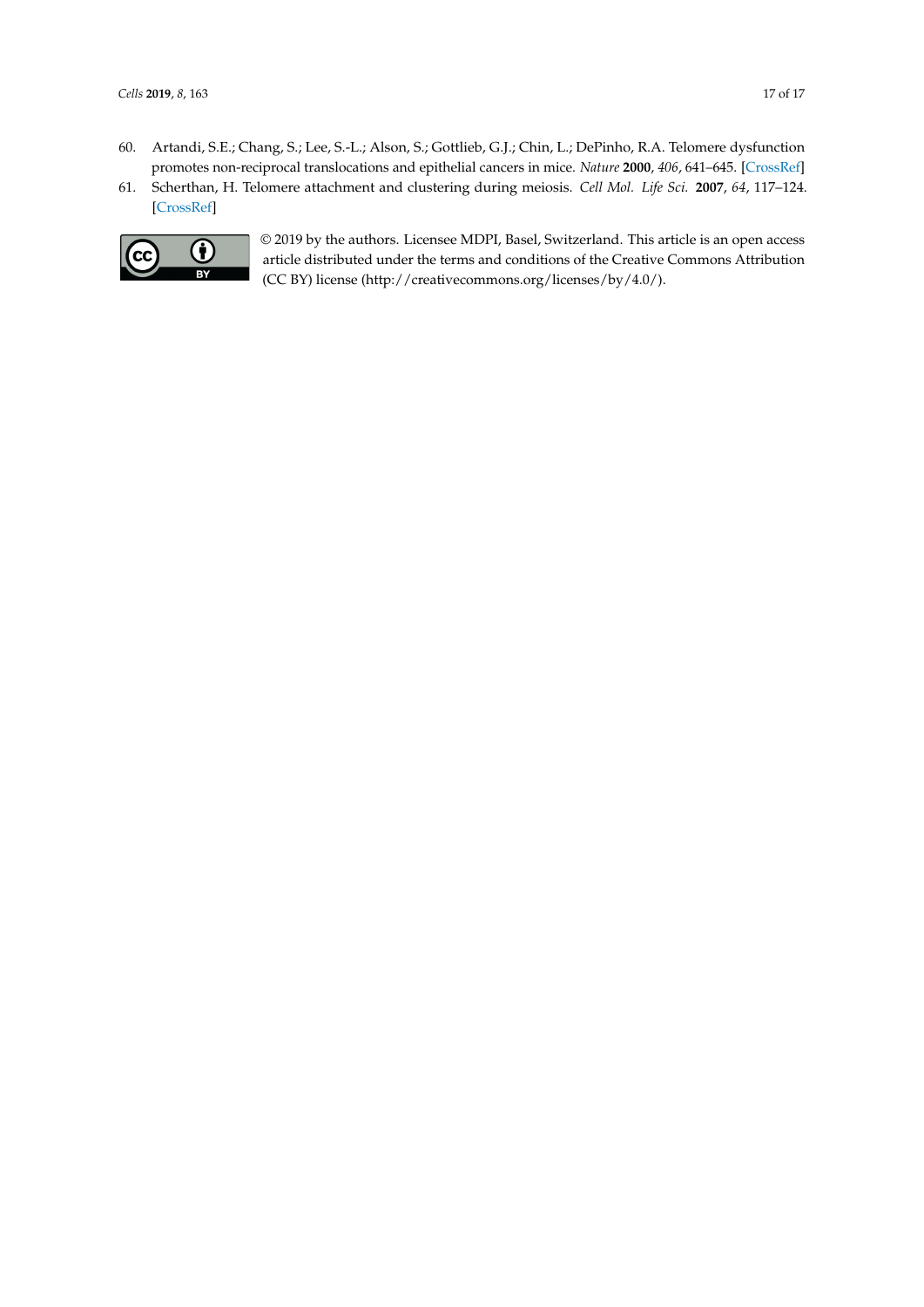60. Artandi, S.E.; Chang, S.; Lee, S.-L.; Alson, S.; Gottlieb, G.J.; Chin, L.; DePinho, R.A. Telomere dysfunction promotes non-reciprocal translocations and epithelial cancers in mice. *Nature* **2000**, *406*, 641–645. [CrossRef]
61. Scherthan, H. Telomere attachment and clustering during meiosis. *Cell Mol. Life Sci.* **2007**, *64*, 117–124. [CrossRef]

© 2019 by the authors. Licensee MDPI, Basel, Switzerland. This article is an open access article distributed under the terms and conditions of the Creative Commons Attribution (CC BY) license (http://creativecommons.org/licenses/by/4.0/).